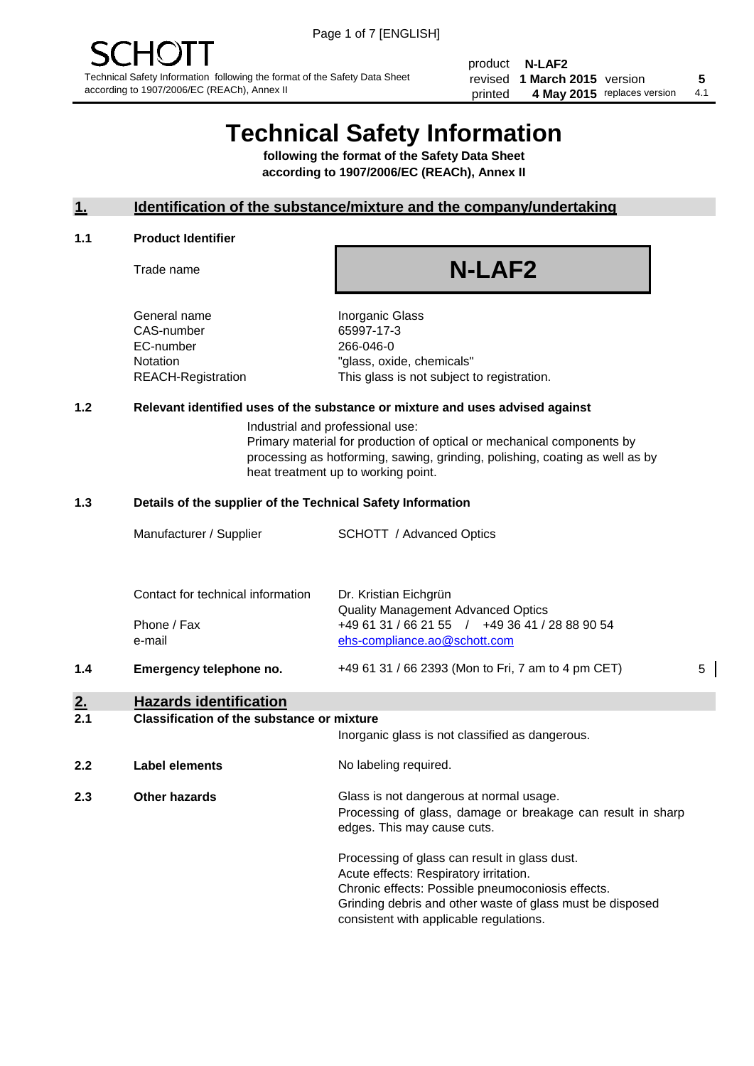SCHOTT

Technical Safety Information following the format of the Safety Data Sheet according to 1907/2006/EC (REACh), Annex II

| | | | |
|---|---|---|---|
| product | **N-LAF2** | | |
| revised | **1 March 2015** | version | **5** |
| printed | **4 May 2015** | replaces version | 4.1 |

# Technical Safety Information

**following the format of the Safety Data Sheet according to 1907/2006/EC (REACh), Annex II**

## 1. Identification of the substance/mixture and the company/undertaking

### 1.1 Product Identifier

| | |
|---|---|
| Trade name | **N-LAF2** |
| General name | Inorganic Glass |
| CAS-number | 65997-17-3 |
| EC-number | 266-046-0 |
| Notation | "glass, oxide, chemicals" |
| REACH-Registration | This glass is not subject to registration. |

### 1.2 Relevant identified uses of the substance or mixture and uses advised against

Industrial and professional use:
Primary material for production of optical or mechanical components by processing as hotforming, sawing, grinding, polishing, coating as well as by heat treatment up to working point.

### 1.3 Details of the supplier of the Technical Safety Information

| | |
|---|---|
| Manufacturer / Supplier | SCHOTT / Advanced Optics |
| Contact for technical information | Dr. Kristian Eichgrün<br>Quality Management Advanced Optics |
| Phone / Fax | +49 61 31 / 66 21 55 / +49 36 41 / 28 88 90 54 |
| e-mail | ehs-compliance.ao@schott.com |

### 1.4 Emergency telephone no.

+49 61 31 / 66 2393 (Mon to Fri, 7 am to 4 pm CET) 5

## 2. Hazards identification

### 2.1 Classification of the substance or mixture

Inorganic glass is not classified as dangerous.

### 2.2 Label elements

No labeling required.

### 2.3 Other hazards

Glass is not dangerous at normal usage.
Processing of glass, damage or breakage can result in sharp edges. This may cause cuts.

Processing of glass can result in glass dust.
Acute effects: Respiratory irritation.
Chronic effects: Possible pneumoconiosis effects.
Grinding debris and other waste of glass must be disposed consistent with applicable regulations.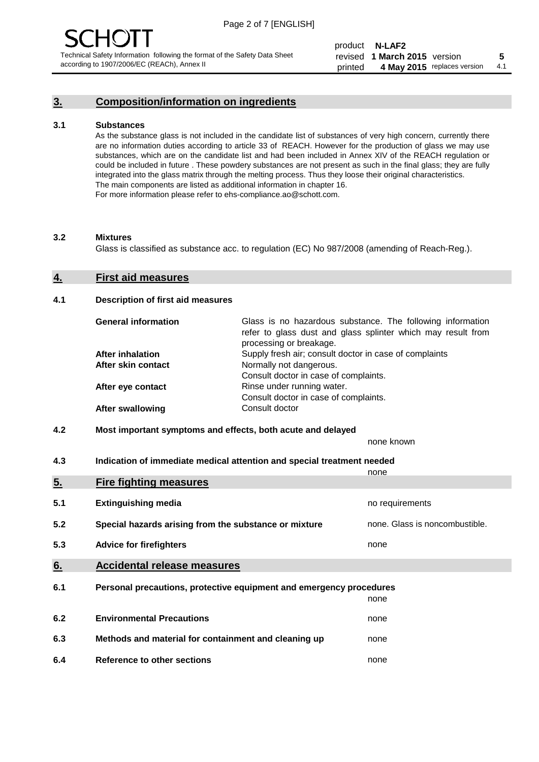## 3. Composition/information on ingredients

### 3.1 Substances

As the substance glass is not included in the candidate list of substances of very high concern, currently there are no information duties according to article 33 of REACH. However for the production of glass we may use substances, which are on the candidate list and had been included in Annex XIV of the REACH regulation or could be included in future . These powdery substances are not present as such in the final glass; they are fully integrated into the glass matrix through the melting process. Thus they loose their original characteristics. The main components are listed as additional information in chapter 16.
For more information please refer to ehs-compliance.ao@schott.com.

### 3.2 Mixtures

Glass is classified as substance acc. to regulation (EC) No 987/2008 (amending of Reach-Reg.).

## 4. First aid measures

### 4.1 Description of first aid measures

| | |
|---|---|
| **General information** | Glass is no hazardous substance. The following information refer to glass dust and glass splinter which may result from processing or breakage. |
| **After inhalation** | Supply fresh air; consult doctor in case of complaints |
| **After skin contact** | Normally not dangerous. Consult doctor in case of complaints. |
| **After eye contact** | Rinse under running water. Consult doctor in case of complaints. |
| **After swallowing** | Consult doctor |

### 4.2 Most important symptoms and effects, both acute and delayed

none known

### 4.3 Indication of immediate medical attention and special treatment needed

none

## 5. Fire fighting measures

| | | |
|---|---|---|
| 5.1 | **Extinguishing media** | no requirements |
| 5.2 | **Special hazards arising from the substance or mixture** | none. Glass is noncombustible. |
| 5.3 | **Advice for firefighters** | none |

## 6. Accidental release measures

| | | |
|---|---|---|
| 6.1 | **Personal precautions, protective equipment and emergency procedures** | none |
| 6.2 | **Environmental Precautions** | none |
| 6.3 | **Methods and material for containment and cleaning up** | none |
| 6.4 | **Reference to other sections** | none |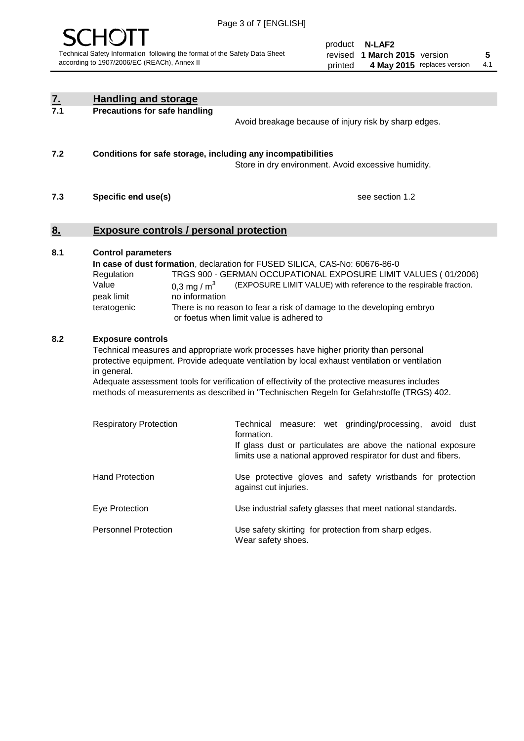## 7. Handling and storage

### 7.1 Precautions for safe handling

Avoid breakage because of injury risk by sharp edges.

### 7.2 Conditions for safe storage, including any incompatibilities

Store in dry environment. Avoid excessive humidity.

### 7.3 Specific end use(s)

see section 1.2

## 8. Exposure controls / personal protection

### 8.1 Control parameters

**In case of dust formation**, declaration for FUSED SILICA, CAS-No: 60676-86-0

| | |
|---|---|
| Regulation | TRGS 900 - GERMAN OCCUPATIONAL EXPOSURE LIMIT VALUES ( 01/2006) |
| Value | 0,3 mg / $m^3$ (EXPOSURE LIMIT VALUE) with reference to the respirable fraction. |
| peak limit | no information |
| teratogenic | There is no reason to fear a risk of damage to the developing embryo or foetus when limit value is adhered to |

### 8.2 Exposure controls

Technical measures and appropriate work processes have higher priority than personal protective equipment. Provide adequate ventilation by local exhaust ventilation or ventilation in general.

Adequate assessment tools for verification of effectivity of the protective measures includes methods of measurements as described in "Technischen Regeln for Gefahrstoffe (TRGS) 402.

| | |
|---|---|
| Respiratory Protection | Technical measure: wet grinding/processing, avoid dust formation. If glass dust or particulates are above the national exposure limits use a national approved respirator for dust and fibers. |
| Hand Protection | Use protective gloves and safety wristbands for protection against cut injuries. |
| Eye Protection | Use industrial safety glasses that meet national standards. |
| Personnel Protection | Use safety skirting for protection from sharp edges. Wear safety shoes. |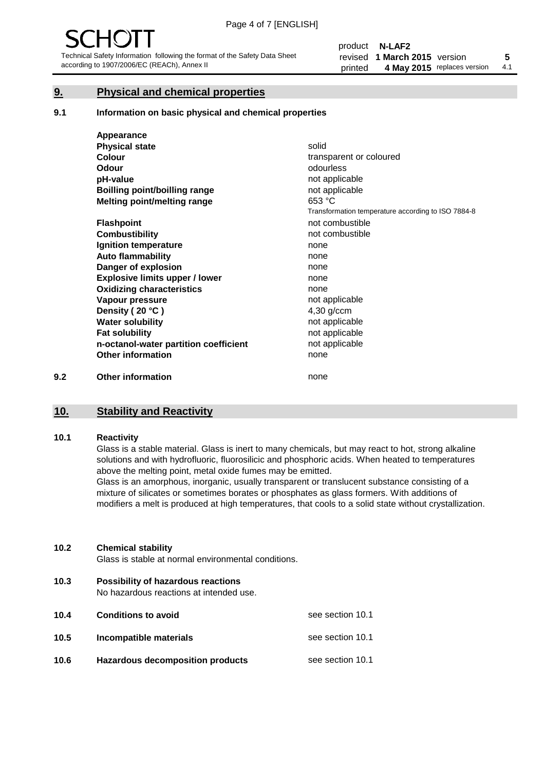## 9. Physical and chemical properties

### 9.1 Information on basic physical and chemical properties

| | |
|---|---|
| **Appearance** | |
| **Physical state** | solid |
| **Colour** | transparent or coloured |
| **Odour** | odourless |
| **pH-value** | not applicable |
| **Boilling point/boilling range** | not applicable |
| **Melting point/melting range** | 653 °C<br>Transformation temperature according to ISO 7884-8 |
| **Flashpoint** | not combustible |
| **Combustibility** | not combustible |
| **Ignition temperature** | none |
| **Auto flammability** | none |
| **Danger of explosion** | none |
| **Explosive limits upper / lower** | none |
| **Oxidizing characteristics** | none |
| **Vapour pressure** | not applicable |
| **Density ( 20 °C )** | 4,30 g/ccm |
| **Water solubility** | not applicable |
| **Fat solubility** | not applicable |
| **n-octanol-water partition coefficient** | not applicable |
| **Other information** | none |

### 9.2 Other information

none

## 10. Stability and Reactivity

### 10.1 Reactivity

Glass is a stable material. Glass is inert to many chemicals, but may react to hot, strong alkaline solutions and with hydrofluoric, fluorosilicic and phosphoric acids. When heated to temperatures above the melting point, metal oxide fumes may be emitted.

Glass is an amorphous, inorganic, usually transparent or translucent substance consisting of a mixture of silicates or sometimes borates or phosphates as glass formers. With additions of modifiers a melt is produced at high temperatures, that cools to a solid state without crystallization.

### 10.2 Chemical stability

Glass is stable at normal environmental conditions.

### 10.3 Possibility of hazardous reactions

No hazardous reactions at intended use.

### 10.4 Conditions to avoid

see section 10.1

### 10.5 Incompatible materials

see section 10.1

### 10.6 Hazardous decomposition products

see section 10.1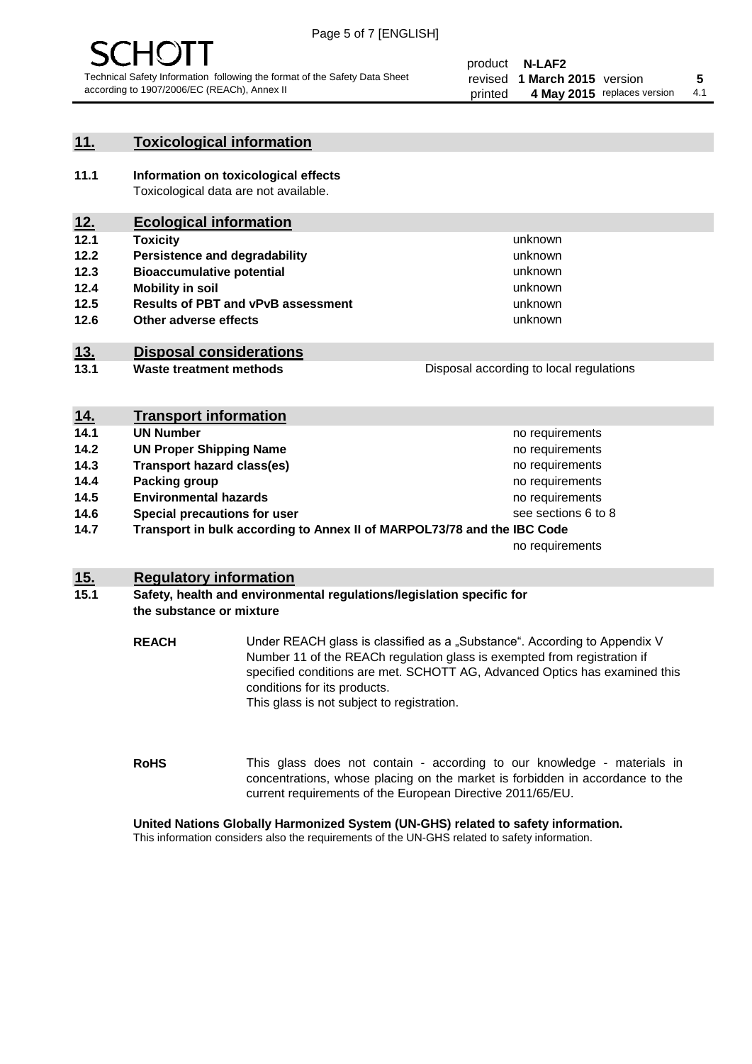## 11. Toxicological information

**11.1 Information on toxicological effects**

Toxicological data are not available.

## 12. Ecological information

| | | |
|---|---|---|
| **12.1** | **Toxicity** | unknown |
| **12.2** | **Persistence and degradability** | unknown |
| **12.3** | **Bioaccumulative potential** | unknown |
| **12.4** | **Mobility in soil** | unknown |
| **12.5** | **Results of PBT and vPvB assessment** | unknown |
| **12.6** | **Other adverse effects** | unknown |

## 13. Disposal considerations

| | | |
|---|---|---|
| **13.1** | **Waste treatment methods** | Disposal according to local regulations |

## 14. Transport information

| | | |
|---|---|---|
| **14.1** | **UN Number** | no requirements |
| **14.2** | **UN Proper Shipping Name** | no requirements |
| **14.3** | **Transport hazard class(es)** | no requirements |
| **14.4** | **Packing group** | no requirements |
| **14.5** | **Environmental hazards** | no requirements |
| **14.6** | **Special precautions for user** | see sections 6 to 8 |
| **14.7** | **Transport in bulk according to Annex II of MARPOL73/78 and the IBC Code** | no requirements |

## 15. Regulatory information

**15.1 Safety, health and environmental regulations/legislation specific for the substance or mixture**

**REACH** Under REACH glass is classified as a „Substance“. According to Appendix V Number 11 of the REACh regulation glass is exempted from registration if specified conditions are met. SCHOTT AG, Advanced Optics has examined this conditions for its products.
This glass is not subject to registration.

**RoHS** This glass does not contain - according to our knowledge - materials in concentrations, whose placing on the market is forbidden in accordance to the current requirements of the European Directive 2011/65/EU.

**United Nations Globally Harmonized System (UN-GHS) related to safety information.**

This information considers also the requirements of the UN-GHS related to safety information.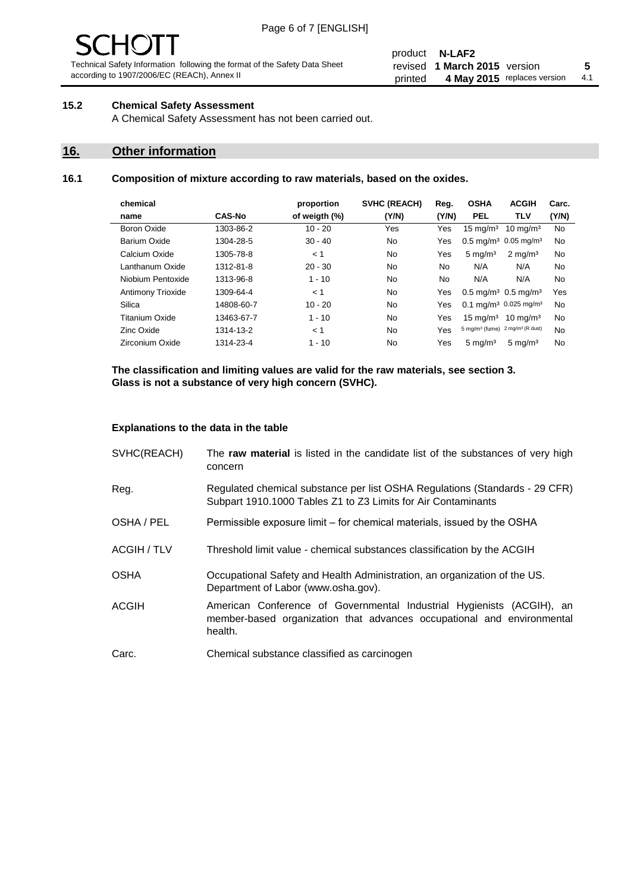### 15.2 Chemical Safety Assessment

A Chemical Safety Assessment has not been carried out.

## 16. Other information

### 16.1 Composition of mixture according to raw materials, based on the oxides.

| chemical name | CAS-No | proportion of weigth (%) | SVHC (REACH) (Y/N) | Reg. (Y/N) | OSHA PEL | ACGIH TLV | Carc. (Y/N) |
|---|---|---|---|---|---|---|---|
| Boron Oxide | 1303-86-2 | 10 - 20 | Yes | Yes | 15 mg/m³ | 10 mg/m³ | No |
| Barium Oxide | 1304-28-5 | 30 - 40 | No | Yes | 0.5 mg/m³ | 0.05 mg/m³ | No |
| Calcium Oxide | 1305-78-8 | < 1 | No | Yes | 5 mg/m³ | 2 mg/m³ | No |
| Lanthanum Oxide | 1312-81-8 | 20 - 30 | No | No | N/A | N/A | No |
| Niobium Pentoxide | 1313-96-8 | 1 - 10 | No | No | N/A | N/A | No |
| Antimony Trioxide | 1309-64-4 | < 1 | No | Yes | 0.5 mg/m³ | 0.5 mg/m³ | Yes |
| Silica | 14808-60-7 | 10 - 20 | No | Yes | 0.1 mg/m³ | 0.025 mg/m³ | No |
| Titanium Oxide | 13463-67-7 | 1 - 10 | No | Yes | 15 mg/m³ | 10 mg/m³ | No |
| Zinc Oxide | 1314-13-2 | < 1 | No | Yes | 5 mg/m³ (fume) | 2 mg/m³ (R dust) | No |
| Zirconium Oxide | 1314-23-4 | 1 - 10 | No | Yes | 5 mg/m³ | 5 mg/m³ | No |

**The classification and limiting values are valid for the raw materials, see section 3.**
**Glass is not a substance of very high concern (SVHC).**

**Explanations to the data in the table**

| | |
|---|---|
| SVHC(REACH) | The **raw material** is listed in the candidate list of the substances of very high concern |
| Reg. | Regulated chemical substance per list OSHA Regulations (Standards - 29 CFR) Subpart 1910.1000 Tables Z1 to Z3 Limits for Air Contaminants |
| OSHA / PEL | Permissible exposure limit – for chemical materials, issued by the OSHA |
| ACGIH / TLV | Threshold limit value - chemical substances classification by the ACGIH |
| OSHA | Occupational Safety and Health Administration, an organization of the US. Department of Labor (www.osha.gov). |
| ACGIH | American Conference of Governmental Industrial Hygienists (ACGIH), an member-based organization that advances occupational and environmental health. |
| Carc. | Chemical substance classified as carcinogen |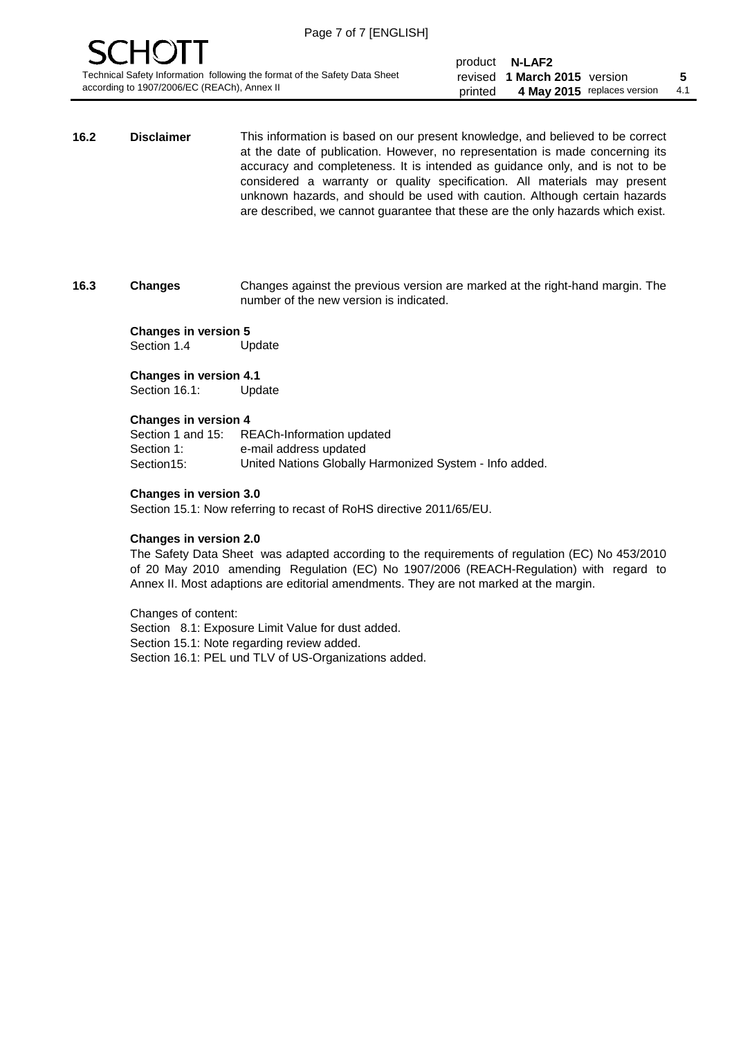**16.2 Disclaimer**

This information is based on our present knowledge, and believed to be correct at the date of publication. However, no representation is made concerning its accuracy and completeness. It is intended as guidance only, and is not to be considered a warranty or quality specification. All materials may present unknown hazards, and should be used with caution. Although certain hazards are described, we cannot guarantee that these are the only hazards which exist.

**16.3 Changes**

Changes against the previous version are marked at the right-hand margin. The number of the new version is indicated.

**Changes in version 5**

Section 1.4 Update

**Changes in version 4.1**

Section 16.1: Update

**Changes in version 4**

| | |
|---|---|
| Section 1 and 15: | REACh-Information updated |
| Section 1: | e-mail address updated |
| Section15: | United Nations Globally Harmonized System - Info added. |

**Changes in version 3.0**

Section 15.1: Now referring to recast of RoHS directive 2011/65/EU.

**Changes in version 2.0**

The Safety Data Sheet was adapted according to the requirements of regulation (EC) No 453/2010 of 20 May 2010 amending Regulation (EC) No 1907/2006 (REACH-Regulation) with regard to Annex II. Most adaptions are editorial amendments. They are not marked at the margin.

Changes of content:
Section 8.1: Exposure Limit Value for dust added.
Section 15.1: Note regarding review added.
Section 16.1: PEL und TLV of US-Organizations added.